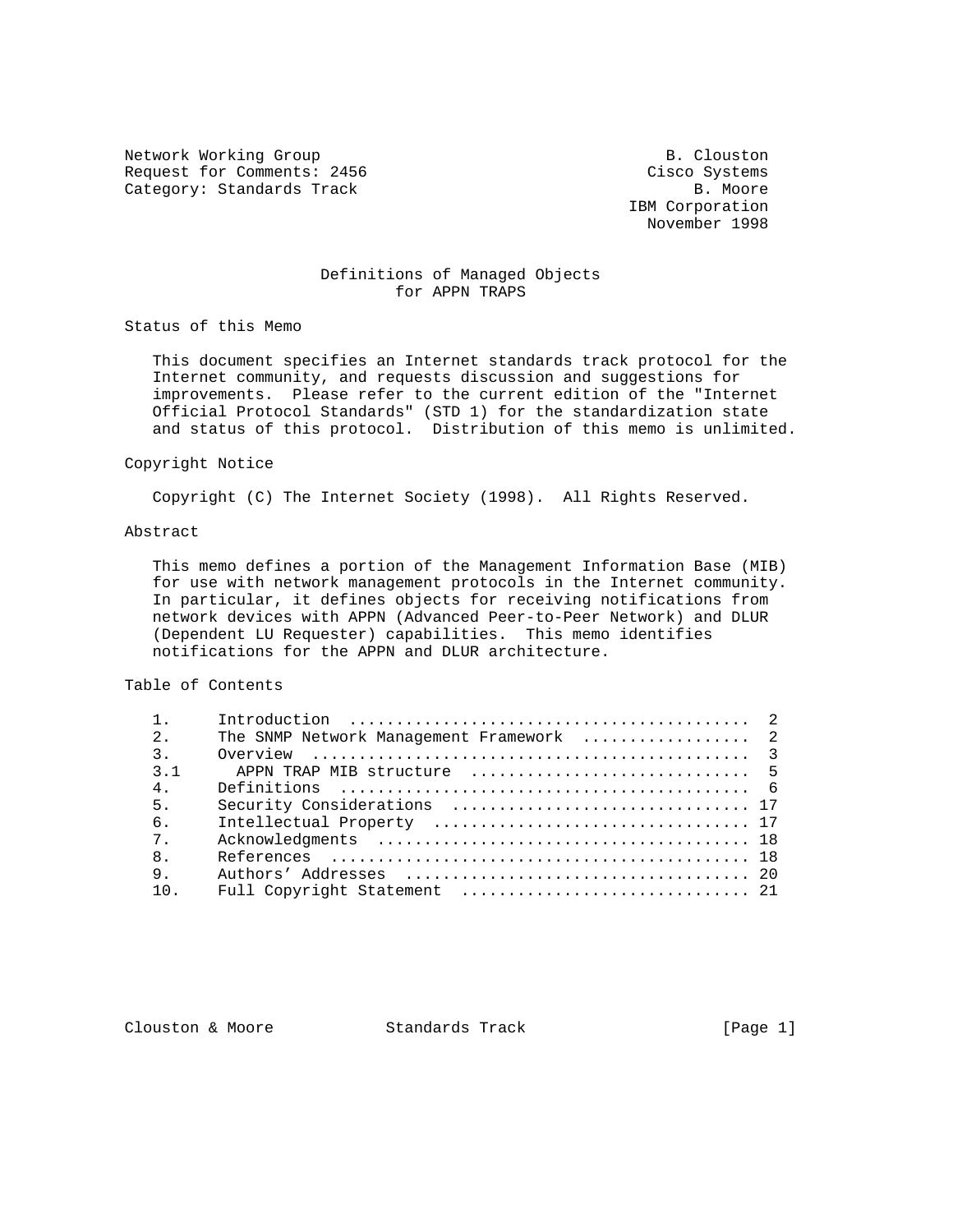Network Working Group B. Clouston
Request for Comments: 2456 Cisco Systems
Category: Standards Track B. Moore
IBM Corporation
November 1998

# Definitions of Managed Objects for APPN TRAPS

## Status of this Memo

This document specifies an Internet standards track protocol for the Internet community, and requests discussion and suggestions for improvements. Please refer to the current edition of the "Internet Official Protocol Standards" (STD 1) for the standardization state and status of this protocol. Distribution of this memo is unlimited.

## Copyright Notice

Copyright (C) The Internet Society (1998). All Rights Reserved.

## Abstract

This memo defines a portion of the Management Information Base (MIB) for use with network management protocols in the Internet community. In particular, it defines objects for receiving notifications from network devices with APPN (Advanced Peer-to-Peer Network) and DLUR (Dependent LU Requester) capabilities. This memo identifies notifications for the APPN and DLUR architecture.

## Table of Contents

```
1.     Introduction ..........................................  2
2.     The SNMP Network Management Framework .................  2
3.     Overview ..............................................  3
3.1      APPN TRAP MIB structure .............................  5
4.     Definitions ...........................................  6
5.     Security Considerations ............................... 17
6.     Intellectual Property ................................. 17
7.     Acknowledgments ....................................... 18
8.     References ............................................ 18
9.     Authors' Addresses .................................... 20
10.    Full Copyright Statement .............................. 21
```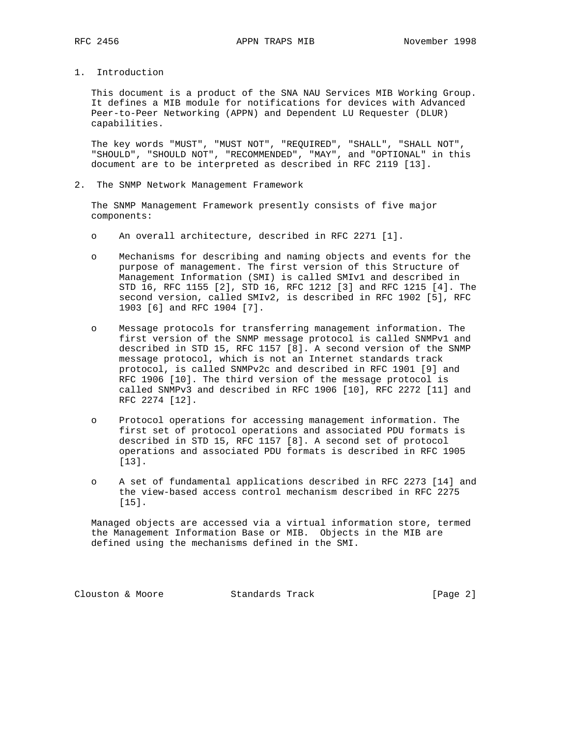## 1. Introduction

This document is a product of the SNA NAU Services MIB Working Group. It defines a MIB module for notifications for devices with Advanced Peer-to-Peer Networking (APPN) and Dependent LU Requester (DLUR) capabilities.

The key words "MUST", "MUST NOT", "REQUIRED", "SHALL", "SHALL NOT", "SHOULD", "SHOULD NOT", "RECOMMENDED", "MAY", and "OPTIONAL" in this document are to be interpreted as described in RFC 2119 [13].

## 2. The SNMP Network Management Framework

The SNMP Management Framework presently consists of five major components:

- An overall architecture, described in RFC 2271 [1].
- Mechanisms for describing and naming objects and events for the purpose of management. The first version of this Structure of Management Information (SMI) is called SMIv1 and described in STD 16, RFC 1155 [2], STD 16, RFC 1212 [3] and RFC 1215 [4]. The second version, called SMIv2, is described in RFC 1902 [5], RFC 1903 [6] and RFC 1904 [7].
- Message protocols for transferring management information. The first version of the SNMP message protocol is called SNMPv1 and described in STD 15, RFC 1157 [8]. A second version of the SNMP message protocol, which is not an Internet standards track protocol, is called SNMPv2c and described in RFC 1901 [9] and RFC 1906 [10]. The third version of the message protocol is called SNMPv3 and described in RFC 1906 [10], RFC 2272 [11] and RFC 2274 [12].
- Protocol operations for accessing management information. The first set of protocol operations and associated PDU formats is described in STD 15, RFC 1157 [8]. A second set of protocol operations and associated PDU formats is described in RFC 1905 [13].
- A set of fundamental applications described in RFC 2273 [14] and the view-based access control mechanism described in RFC 2275 [15].

Managed objects are accessed via a virtual information store, termed the Management Information Base or MIB. Objects in the MIB are defined using the mechanisms defined in the SMI.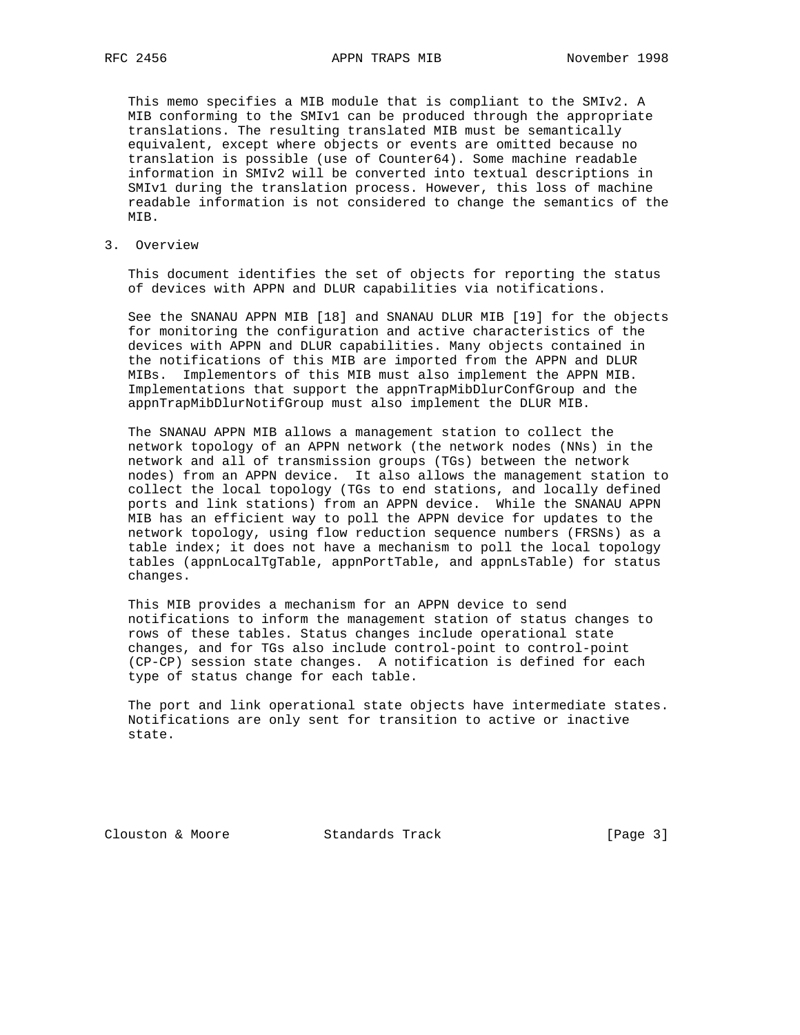This memo specifies a MIB module that is compliant to the SMIv2. A MIB conforming to the SMIv1 can be produced through the appropriate translations. The resulting translated MIB must be semantically equivalent, except where objects or events are omitted because no translation is possible (use of Counter64). Some machine readable information in SMIv2 will be converted into textual descriptions in SMIv1 during the translation process. However, this loss of machine readable information is not considered to change the semantics of the MIB.

## 3. Overview

This document identifies the set of objects for reporting the status of devices with APPN and DLUR capabilities via notifications.

See the SNANAU APPN MIB [18] and SNANAU DLUR MIB [19] for the objects for monitoring the configuration and active characteristics of the devices with APPN and DLUR capabilities. Many objects contained in the notifications of this MIB are imported from the APPN and DLUR MIBs. Implementors of this MIB must also implement the APPN MIB. Implementations that support the appnTrapMibDlurConfGroup and the appnTrapMibDlurNotifGroup must also implement the DLUR MIB.

The SNANAU APPN MIB allows a management station to collect the network topology of an APPN network (the network nodes (NNs) in the network and all of transmission groups (TGs) between the network nodes) from an APPN device. It also allows the management station to collect the local topology (TGs to end stations, and locally defined ports and link stations) from an APPN device. While the SNANAU APPN MIB has an efficient way to poll the APPN device for updates to the network topology, using flow reduction sequence numbers (FRSNs) as a table index; it does not have a mechanism to poll the local topology tables (appnLocalTgTable, appnPortTable, and appnLsTable) for status changes.

This MIB provides a mechanism for an APPN device to send notifications to inform the management station of status changes to rows of these tables. Status changes include operational state changes, and for TGs also include control-point to control-point (CP-CP) session state changes. A notification is defined for each type of status change for each table.

The port and link operational state objects have intermediate states. Notifications are only sent for transition to active or inactive state.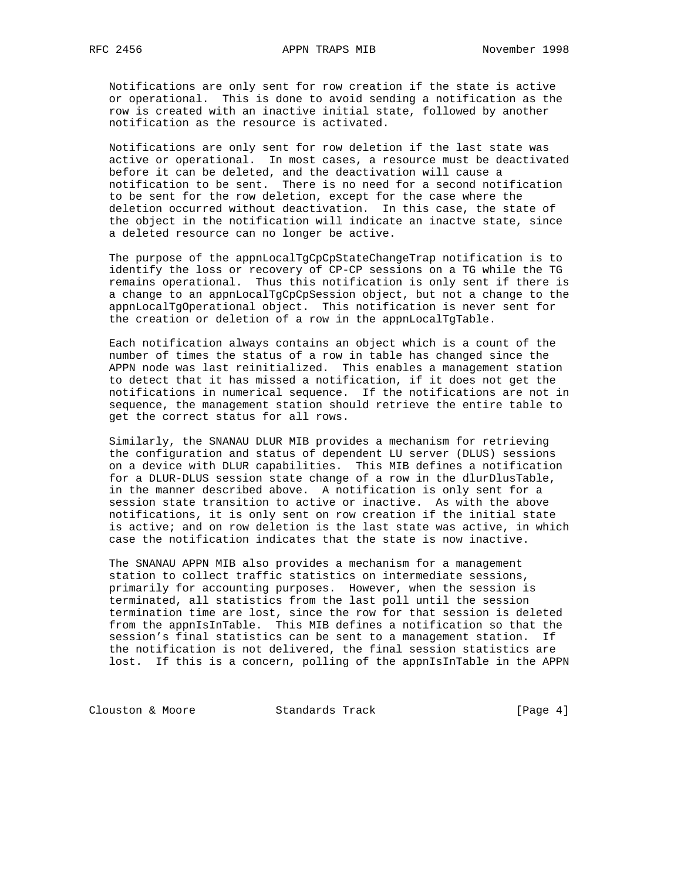Notifications are only sent for row creation if the state is active or operational. This is done to avoid sending a notification as the row is created with an inactive initial state, followed by another notification as the resource is activated.

Notifications are only sent for row deletion if the last state was active or operational. In most cases, a resource must be deactivated before it can be deleted, and the deactivation will cause a notification to be sent. There is no need for a second notification to be sent for the row deletion, except for the case where the deletion occurred without deactivation. In this case, the state of the object in the notification will indicate an inactve state, since a deleted resource can no longer be active.

The purpose of the appnLocalTgCpCpStateChangeTrap notification is to identify the loss or recovery of CP-CP sessions on a TG while the TG remains operational. Thus this notification is only sent if there is a change to an appnLocalTgCpCpSession object, but not a change to the appnLocalTgOperational object. This notification is never sent for the creation or deletion of a row in the appnLocalTgTable.

Each notification always contains an object which is a count of the number of times the status of a row in table has changed since the APPN node was last reinitialized. This enables a management station to detect that it has missed a notification, if it does not get the notifications in numerical sequence. If the notifications are not in sequence, the management station should retrieve the entire table to get the correct status for all rows.

Similarly, the SNANAU DLUR MIB provides a mechanism for retrieving the configuration and status of dependent LU server (DLUS) sessions on a device with DLUR capabilities. This MIB defines a notification for a DLUR-DLUS session state change of a row in the dlurDlusTable, in the manner described above. A notification is only sent for a session state transition to active or inactive. As with the above notifications, it is only sent on row creation if the initial state is active; and on row deletion is the last state was active, in which case the notification indicates that the state is now inactive.

The SNANAU APPN MIB also provides a mechanism for a management station to collect traffic statistics on intermediate sessions, primarily for accounting purposes. However, when the session is terminated, all statistics from the last poll until the session termination time are lost, since the row for that session is deleted from the appnIsInTable. This MIB defines a notification so that the session's final statistics can be sent to a management station. If the notification is not delivered, the final session statistics are lost. If this is a concern, polling of the appnIsInTable in the APPN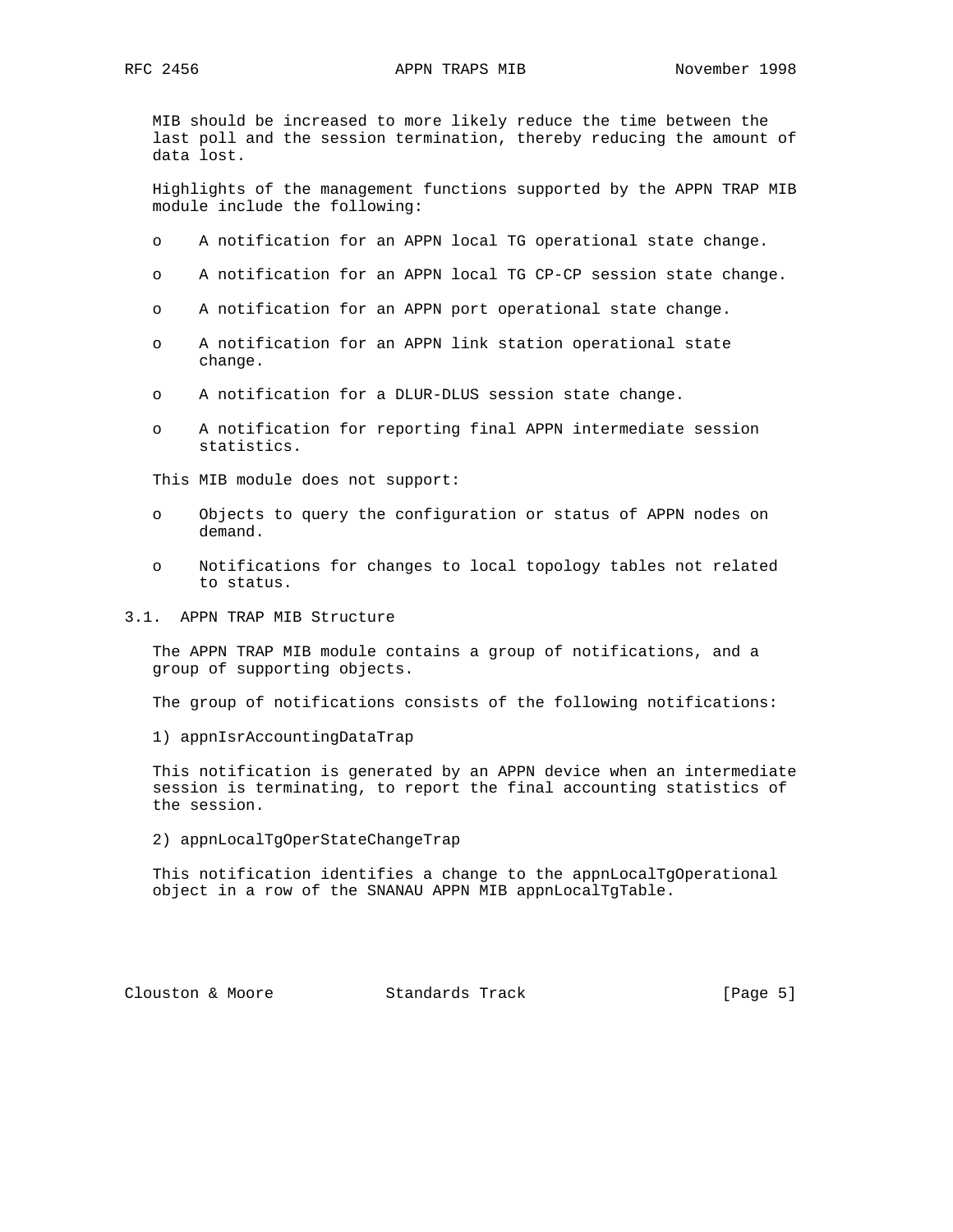MIB should be increased to more likely reduce the time between the last poll and the session termination, thereby reducing the amount of data lost.

Highlights of the management functions supported by the APPN TRAP MIB module include the following:

- A notification for an APPN local TG operational state change.
- A notification for an APPN local TG CP-CP session state change.
- A notification for an APPN port operational state change.
- A notification for an APPN link station operational state change.
- A notification for a DLUR-DLUS session state change.
- A notification for reporting final APPN intermediate session statistics.

This MIB module does not support:

- Objects to query the configuration or status of APPN nodes on demand.
- Notifications for changes to local topology tables not related to status.

## 3.1. APPN TRAP MIB Structure

The APPN TRAP MIB module contains a group of notifications, and a group of supporting objects.

The group of notifications consists of the following notifications:

1) appnIsrAccountingDataTrap

This notification is generated by an APPN device when an intermediate session is terminating, to report the final accounting statistics of the session.

2) appnLocalTgOperStateChangeTrap

This notification identifies a change to the appnLocalTgOperational object in a row of the SNANAU APPN MIB appnLocalTgTable.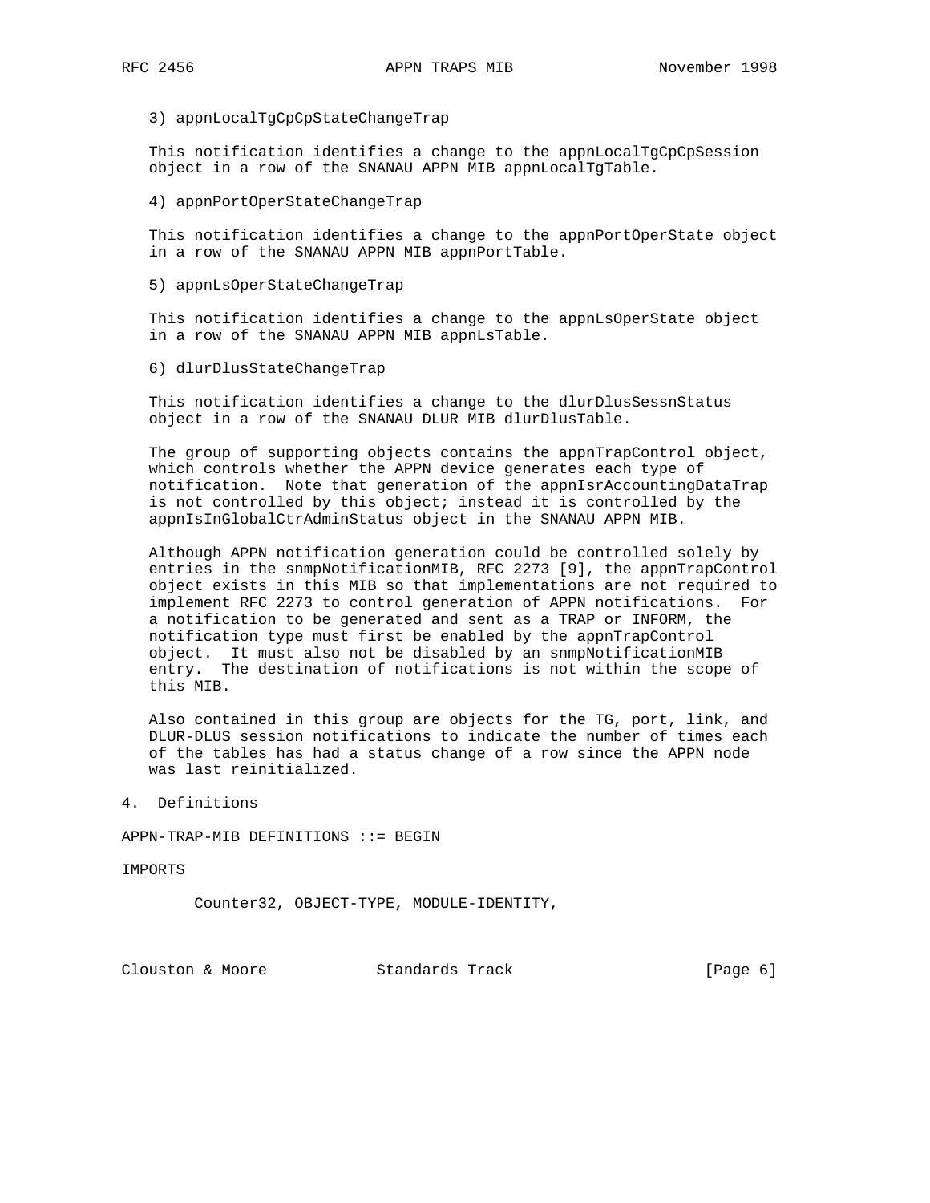3) appnLocalTgCpCpStateChangeTrap

This notification identifies a change to the appnLocalTgCpCpSession object in a row of the SNANAU APPN MIB appnLocalTgTable.

4) appnPortOperStateChangeTrap

This notification identifies a change to the appnPortOperState object in a row of the SNANAU APPN MIB appnPortTable.

5) appnLsOperStateChangeTrap

This notification identifies a change to the appnLsOperState object in a row of the SNANAU APPN MIB appnLsTable.

6) dlurDlusStateChangeTrap

This notification identifies a change to the dlurDlusSessnStatus object in a row of the SNANAU DLUR MIB dlurDlusTable.

The group of supporting objects contains the appnTrapControl object, which controls whether the APPN device generates each type of notification. Note that generation of the appnIsrAccountingDataTrap is not controlled by this object; instead it is controlled by the appnIsInGlobalCtrAdminStatus object in the SNANAU APPN MIB.

Although APPN notification generation could be controlled solely by entries in the snmpNotificationMIB, RFC 2273 [9], the appnTrapControl object exists in this MIB so that implementations are not required to implement RFC 2273 to control generation of APPN notifications. For a notification to be generated and sent as a TRAP or INFORM, the notification type must first be enabled by the appnTrapControl object. It must also not be disabled by an snmpNotificationMIB entry. The destination of notifications is not within the scope of this MIB.

Also contained in this group are objects for the TG, port, link, and DLUR-DLUS session notifications to indicate the number of times each of the tables has had a status change of a row since the APPN node was last reinitialized.

## 4. Definitions

```
APPN-TRAP-MIB DEFINITIONS ::= BEGIN

IMPORTS

        Counter32, OBJECT-TYPE, MODULE-IDENTITY,
```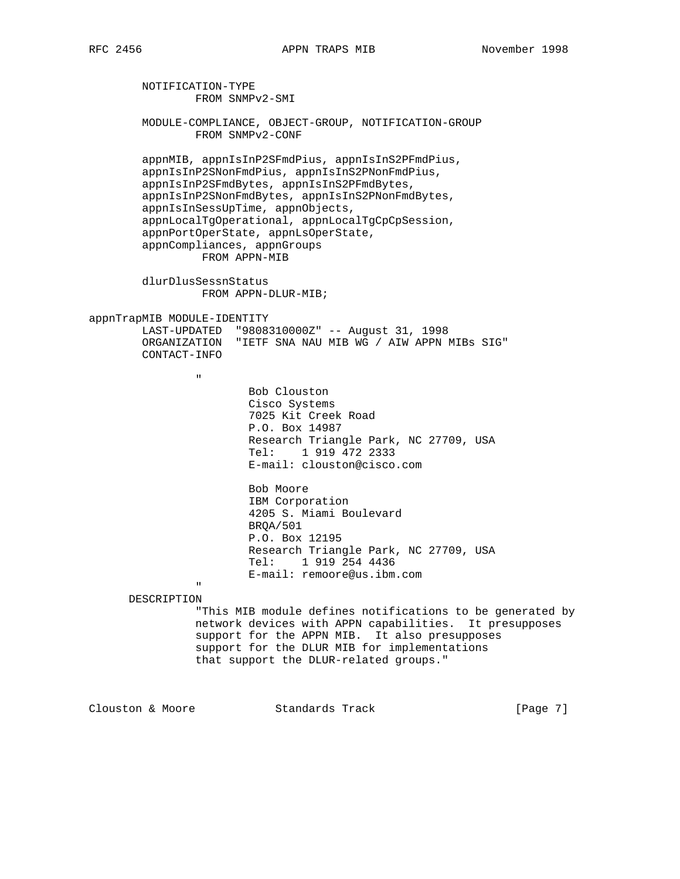```
        NOTIFICATION-TYPE
                FROM SNMPv2-SMI

        MODULE-COMPLIANCE, OBJECT-GROUP, NOTIFICATION-GROUP
                FROM SNMPv2-CONF

        appnMIB, appnIsInP2SFmdPius, appnIsInS2PFmdPius,
        appnIsInP2SNonFmdPius, appnIsInS2PNonFmdPius,
        appnIsInP2SFmdBytes, appnIsInS2PFmdBytes,
        appnIsInP2SNonFmdBytes, appnIsInS2PNonFmdBytes,
        appnIsInSessUpTime, appnObjects,
        appnLocalTgOperational, appnLocalTgCpCpSession,
        appnPortOperState, appnLsOperState,
        appnCompliances, appnGroups
                 FROM APPN-MIB

        dlurDlusSessnStatus
                 FROM APPN-DLUR-MIB;

appnTrapMIB MODULE-IDENTITY
        LAST-UPDATED  "9808310000Z" -- August 31, 1998
        ORGANIZATION  "IETF SNA NAU MIB WG / AIW APPN MIBs SIG"
        CONTACT-INFO

                "
                        Bob Clouston
                        Cisco Systems
                        7025 Kit Creek Road
                        P.O. Box 14987
                        Research Triangle Park, NC 27709, USA
                        Tel:    1 919 472 2333
                        E-mail: clouston@cisco.com

                        Bob Moore
                        IBM Corporation
                        4205 S. Miami Boulevard
                        BRQA/501
                        P.O. Box 12195
                        Research Triangle Park, NC 27709, USA
                        Tel:    1 919 254 4436
                        E-mail: remoore@us.ibm.com
                "
      DESCRIPTION
                "This MIB module defines notifications to be generated by
                network devices with APPN capabilities.  It presupposes
                support for the APPN MIB.  It also presupposes
                support for the DLUR MIB for implementations
                that support the DLUR-related groups."
```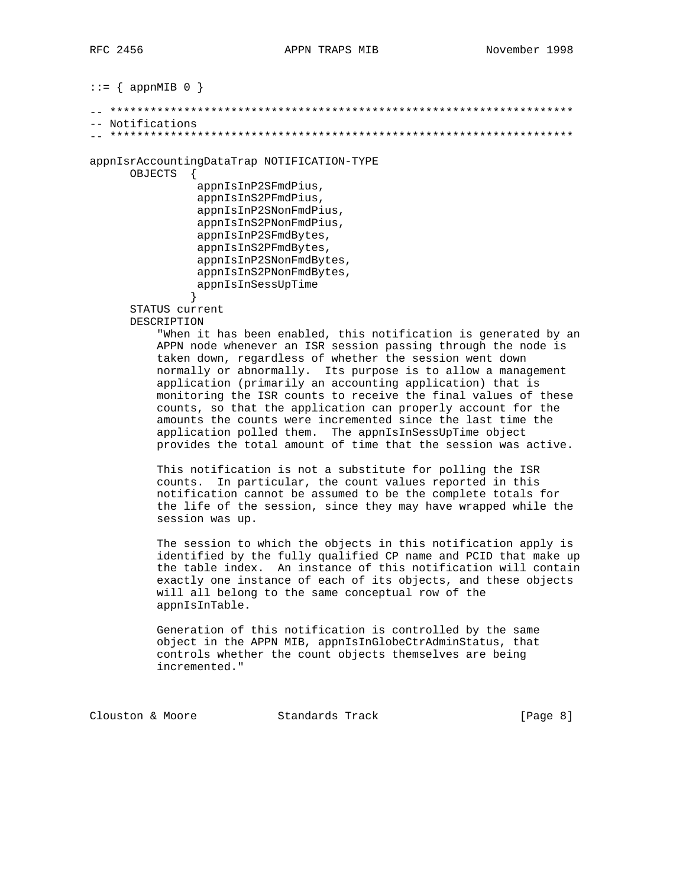```
::= { appnMIB 0 }

-- *********************************************************************
-- Notifications
-- *********************************************************************

appnIsrAccountingDataTrap NOTIFICATION-TYPE
      OBJECTS  {
               appnIsInP2SFmdPius,
               appnIsInS2PFmdPius,
               appnIsInP2SNonFmdPius,
               appnIsInS2PNonFmdPius,
               appnIsInP2SFmdBytes,
               appnIsInS2PFmdBytes,
               appnIsInP2SNonFmdBytes,
               appnIsInS2PNonFmdBytes,
               appnIsInSessUpTime
              }
      STATUS current
      DESCRIPTION
          "When it has been enabled, this notification is generated by an
          APPN node whenever an ISR session passing through the node is
          taken down, regardless of whether the session went down
          normally or abnormally.  Its purpose is to allow a management
          application (primarily an accounting application) that is
          monitoring the ISR counts to receive the final values of these
          counts, so that the application can properly account for the
          amounts the counts were incremented since the last time the
          application polled them.  The appnIsInSessUpTime object
          provides the total amount of time that the session was active.

          This notification is not a substitute for polling the ISR
          counts.  In particular, the count values reported in this
          notification cannot be assumed to be the complete totals for
          the life of the session, since they may have wrapped while the
          session was up.

          The session to which the objects in this notification apply is
          identified by the fully qualified CP name and PCID that make up
          the table index.  An instance of this notification will contain
          exactly one instance of each of its objects, and these objects
          will all belong to the same conceptual row of the
          appnIsInTable.

          Generation of this notification is controlled by the same
          object in the APPN MIB, appnIsInGlobeCtrAdminStatus, that
          controls whether the count objects themselves are being
          incremented."
```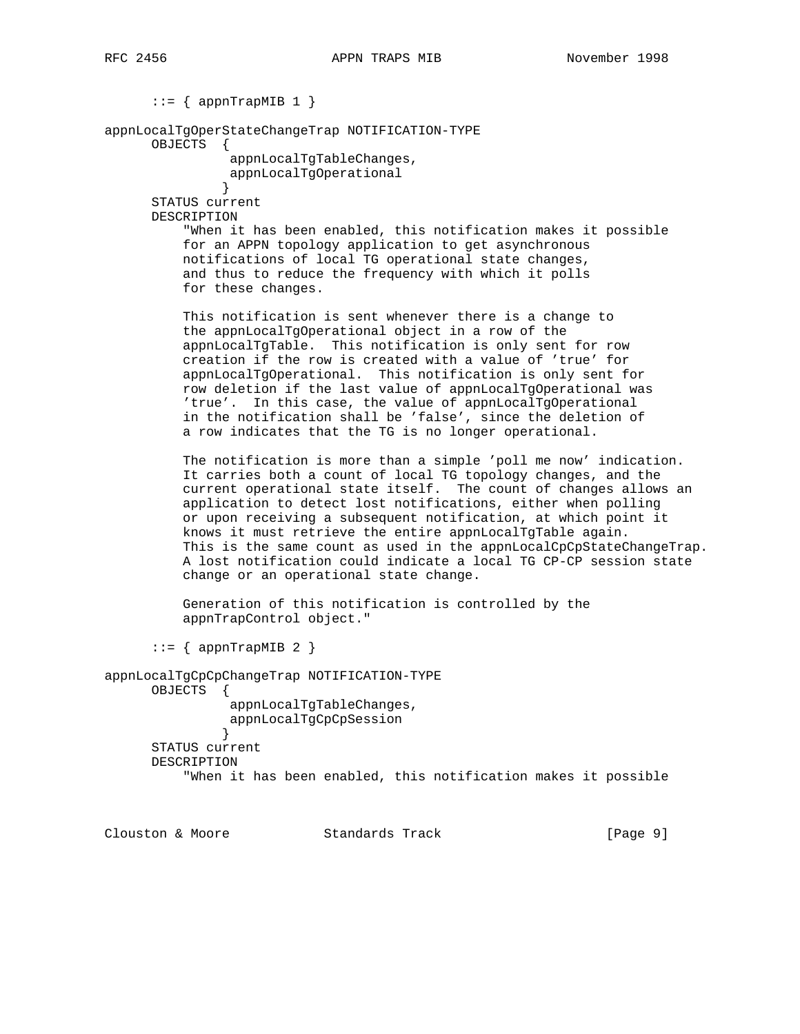```
      ::= { appnTrapMIB 1 }

appnLocalTgOperStateChangeTrap NOTIFICATION-TYPE
      OBJECTS  {
                appnLocalTgTableChanges,
                appnLocalTgOperational
               }
      STATUS current
      DESCRIPTION
          "When it has been enabled, this notification makes it possible
          for an APPN topology application to get asynchronous
          notifications of local TG operational state changes,
          and thus to reduce the frequency with which it polls
          for these changes.

          This notification is sent whenever there is a change to
          the appnLocalTgOperational object in a row of the
          appnLocalTgTable.  This notification is only sent for row
          creation if the row is created with a value of 'true' for
          appnLocalTgOperational.  This notification is only sent for
          row deletion if the last value of appnLocalTgOperational was
          'true'.  In this case, the value of appnLocalTgOperational
          in the notification shall be 'false', since the deletion of
          a row indicates that the TG is no longer operational.

          The notification is more than a simple 'poll me now' indication.
          It carries both a count of local TG topology changes, and the
          current operational state itself.  The count of changes allows an
          application to detect lost notifications, either when polling
          or upon receiving a subsequent notification, at which point it
          knows it must retrieve the entire appnLocalTgTable again.
          This is the same count as used in the appnLocalCpCpStateChangeTrap.
          A lost notification could indicate a local TG CP-CP session state
          change or an operational state change.

          Generation of this notification is controlled by the
          appnTrapControl object."

      ::= { appnTrapMIB 2 }

appnLocalTgCpCpChangeTrap NOTIFICATION-TYPE
      OBJECTS  {
                appnLocalTgTableChanges,
                appnLocalTgCpCpSession
               }
      STATUS current
      DESCRIPTION
          "When it has been enabled, this notification makes it possible
```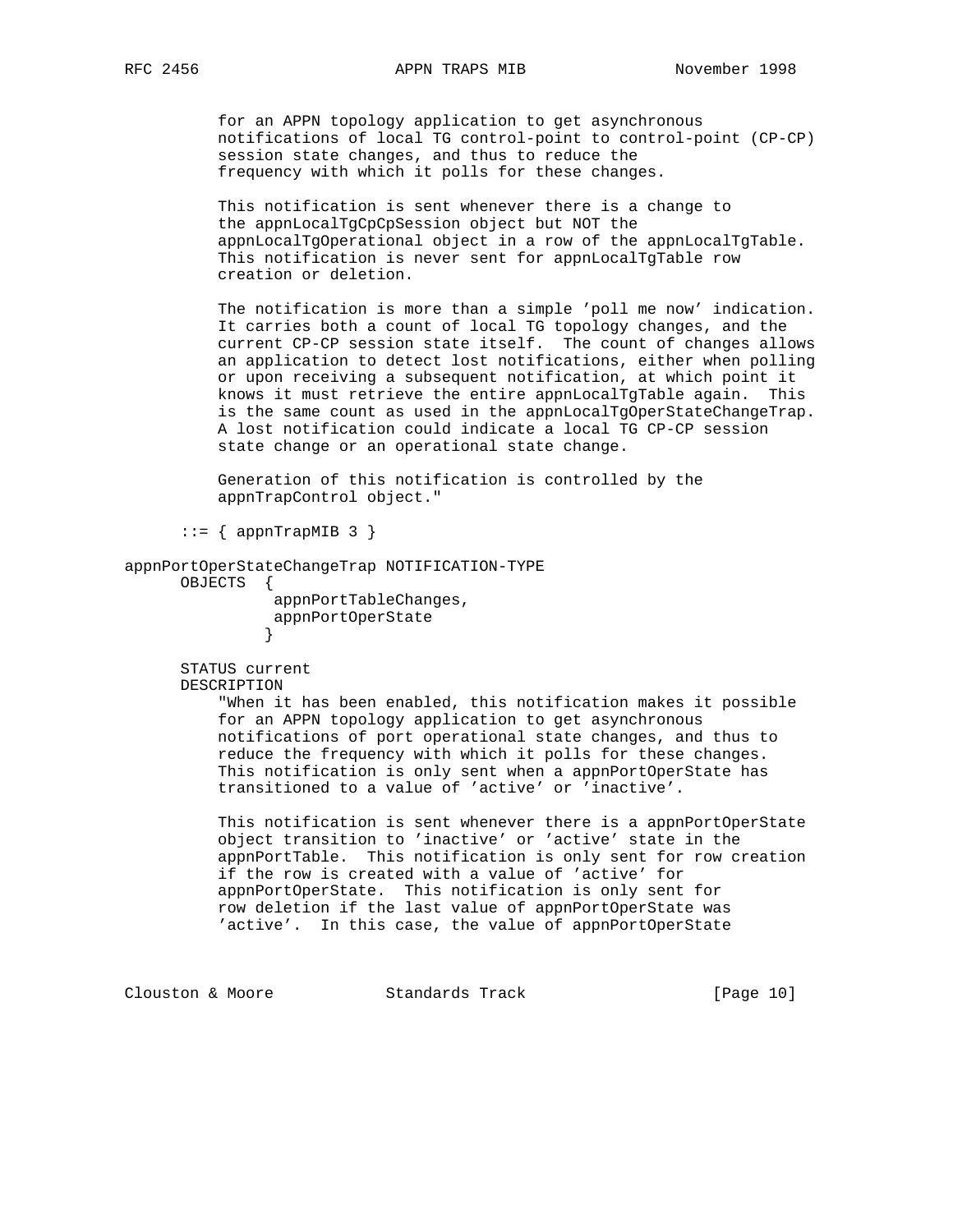```
          for an APPN topology application to get asynchronous
          notifications of local TG control-point to control-point (CP-CP)
          session state changes, and thus to reduce the
          frequency with which it polls for these changes.

          This notification is sent whenever there is a change to
          the appnLocalTgCpCpSession object but NOT the
          appnLocalTgOperational object in a row of the appnLocalTgTable.
          This notification is never sent for appnLocalTgTable row
          creation or deletion.

          The notification is more than a simple 'poll me now' indication.
          It carries both a count of local TG topology changes, and the
          current CP-CP session state itself.  The count of changes allows
          an application to detect lost notifications, either when polling
          or upon receiving a subsequent notification, at which point it
          knows it must retrieve the entire appnLocalTgTable again.  This
          is the same count as used in the appnLocalTgOperStateChangeTrap.
          A lost notification could indicate a local TG CP-CP session
          state change or an operational state change.

          Generation of this notification is controlled by the
          appnTrapControl object."

      ::= { appnTrapMIB 3 }

appnPortOperStateChangeTrap NOTIFICATION-TYPE
      OBJECTS  {
               appnPortTableChanges,
               appnPortOperState
              }

      STATUS current
      DESCRIPTION
          "When it has been enabled, this notification makes it possible
          for an APPN topology application to get asynchronous
          notifications of port operational state changes, and thus to
          reduce the frequency with which it polls for these changes.
          This notification is only sent when a appnPortOperState has
          transitioned to a value of 'active' or 'inactive'.

          This notification is sent whenever there is a appnPortOperState
          object transition to 'inactive' or 'active' state in the
          appnPortTable.  This notification is only sent for row creation
          if the row is created with a value of 'active' for
          appnPortOperState.  This notification is only sent for
          row deletion if the last value of appnPortOperState was
          'active'.  In this case, the value of appnPortOperState
```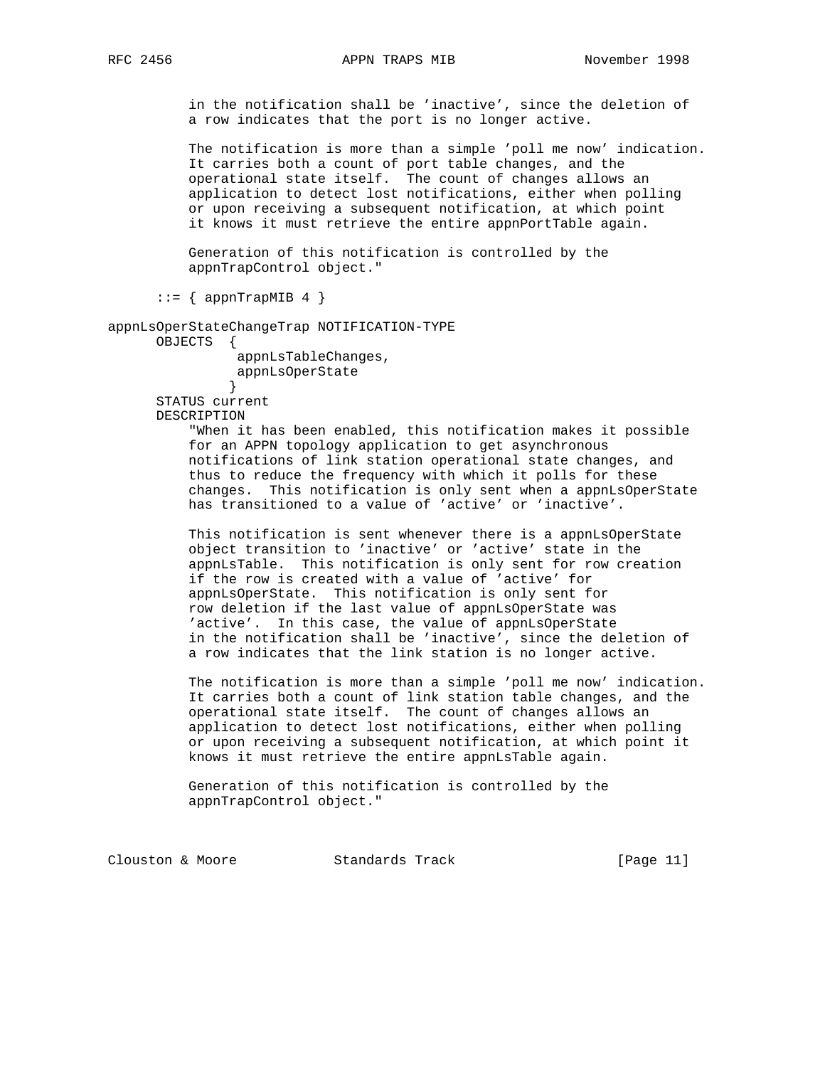```
          in the notification shall be 'inactive', since the deletion of
          a row indicates that the port is no longer active.

          The notification is more than a simple 'poll me now' indication.
          It carries both a count of port table changes, and the
          operational state itself.  The count of changes allows an
          application to detect lost notifications, either when polling
          or upon receiving a subsequent notification, at which point
          it knows it must retrieve the entire appnPortTable again.

          Generation of this notification is controlled by the
          appnTrapControl object."

      ::= { appnTrapMIB 4 }

appnLsOperStateChangeTrap NOTIFICATION-TYPE
      OBJECTS  {
                appnLsTableChanges,
                appnLsOperState
               }
      STATUS current
      DESCRIPTION
          "When it has been enabled, this notification makes it possible
          for an APPN topology application to get asynchronous
          notifications of link station operational state changes, and
          thus to reduce the frequency with which it polls for these
          changes.  This notification is only sent when a appnLsOperState
          has transitioned to a value of 'active' or 'inactive'.

          This notification is sent whenever there is a appnLsOperState
          object transition to 'inactive' or 'active' state in the
          appnLsTable.  This notification is only sent for row creation
          if the row is created with a value of 'active' for
          appnLsOperState.  This notification is only sent for
          row deletion if the last value of appnLsOperState was
          'active'.  In this case, the value of appnLsOperState
          in the notification shall be 'inactive', since the deletion of
          a row indicates that the link station is no longer active.

          The notification is more than a simple 'poll me now' indication.
          It carries both a count of link station table changes, and the
          operational state itself.  The count of changes allows an
          application to detect lost notifications, either when polling
          or upon receiving a subsequent notification, at which point it
          knows it must retrieve the entire appnLsTable again.

          Generation of this notification is controlled by the
          appnTrapControl object."
```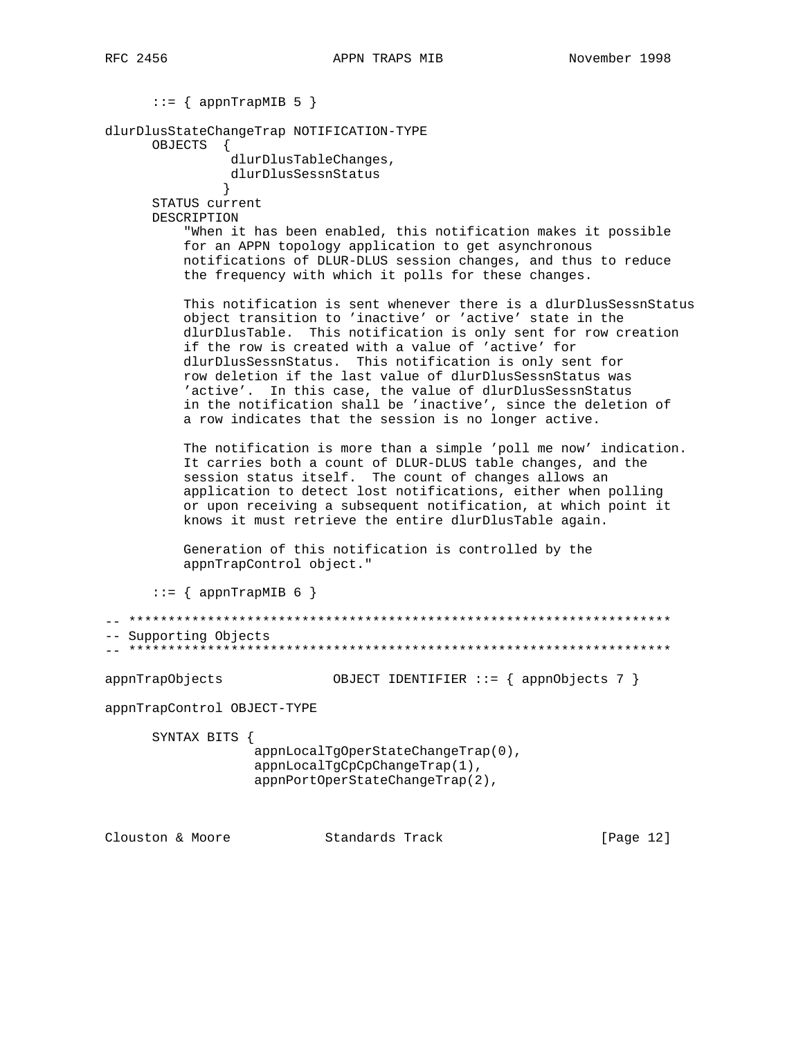```
      ::= { appnTrapMIB 5 }

dlurDlusStateChangeTrap NOTIFICATION-TYPE
      OBJECTS  {
                dlurDlusTableChanges,
                dlurDlusSessnStatus
               }
      STATUS current
      DESCRIPTION
          "When it has been enabled, this notification makes it possible
          for an APPN topology application to get asynchronous
          notifications of DLUR-DLUS session changes, and thus to reduce
          the frequency with which it polls for these changes.

          This notification is sent whenever there is a dlurDlusSessnStatus
          object transition to 'inactive' or 'active' state in the
          dlurDlusTable.  This notification is only sent for row creation
          if the row is created with a value of 'active' for
          dlurDlusSessnStatus.  This notification is only sent for
          row deletion if the last value of dlurDlusSessnStatus was
          'active'.  In this case, the value of dlurDlusSessnStatus
          in the notification shall be 'inactive', since the deletion of
          a row indicates that the session is no longer active.

          The notification is more than a simple 'poll me now' indication.
          It carries both a count of DLUR-DLUS table changes, and the
          session status itself.  The count of changes allows an
          application to detect lost notifications, either when polling
          or upon receiving a subsequent notification, at which point it
          knows it must retrieve the entire dlurDlusTable again.

          Generation of this notification is controlled by the
          appnTrapControl object."

      ::= { appnTrapMIB 6 }

-- *********************************************************************
-- Supporting Objects
-- *********************************************************************

appnTrapObjects              OBJECT IDENTIFIER ::= { appnObjects 7 }

appnTrapControl OBJECT-TYPE

      SYNTAX BITS {
                  appnLocalTgOperStateChangeTrap(0),
                  appnLocalTgCpCpChangeTrap(1),
                  appnPortOperStateChangeTrap(2),
```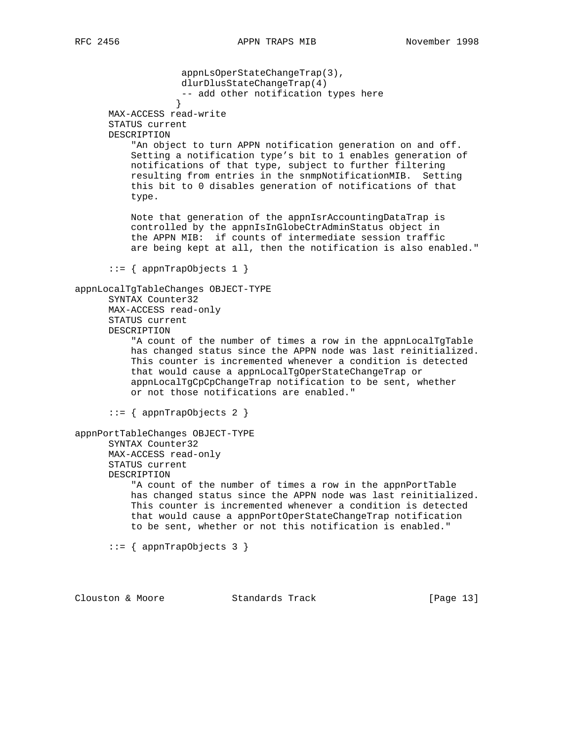```
                    appnLsOperStateChangeTrap(3),
                    dlurDlusStateChangeTrap(4)
                    -- add other notification types here
                   }
      MAX-ACCESS read-write
      STATUS current
      DESCRIPTION
          "An object to turn APPN notification generation on and off.
          Setting a notification type's bit to 1 enables generation of
          notifications of that type, subject to further filtering
          resulting from entries in the snmpNotificationMIB.  Setting
          this bit to 0 disables generation of notifications of that
          type.

          Note that generation of the appnIsrAccountingDataTrap is
          controlled by the appnIsInGlobeCtrAdminStatus object in
          the APPN MIB:  if counts of intermediate session traffic
          are being kept at all, then the notification is also enabled."

      ::= { appnTrapObjects 1 }

appnLocalTgTableChanges OBJECT-TYPE
      SYNTAX Counter32
      MAX-ACCESS read-only
      STATUS current
      DESCRIPTION
          "A count of the number of times a row in the appnLocalTgTable
          has changed status since the APPN node was last reinitialized.
          This counter is incremented whenever a condition is detected
          that would cause a appnLocalTgOperStateChangeTrap or
          appnLocalTgCpCpChangeTrap notification to be sent, whether
          or not those notifications are enabled."

      ::= { appnTrapObjects 2 }

appnPortTableChanges OBJECT-TYPE
      SYNTAX Counter32
      MAX-ACCESS read-only
      STATUS current
      DESCRIPTION
          "A count of the number of times a row in the appnPortTable
          has changed status since the APPN node was last reinitialized.
          This counter is incremented whenever a condition is detected
          that would cause a appnPortOperStateChangeTrap notification
          to be sent, whether or not this notification is enabled."

      ::= { appnTrapObjects 3 }
```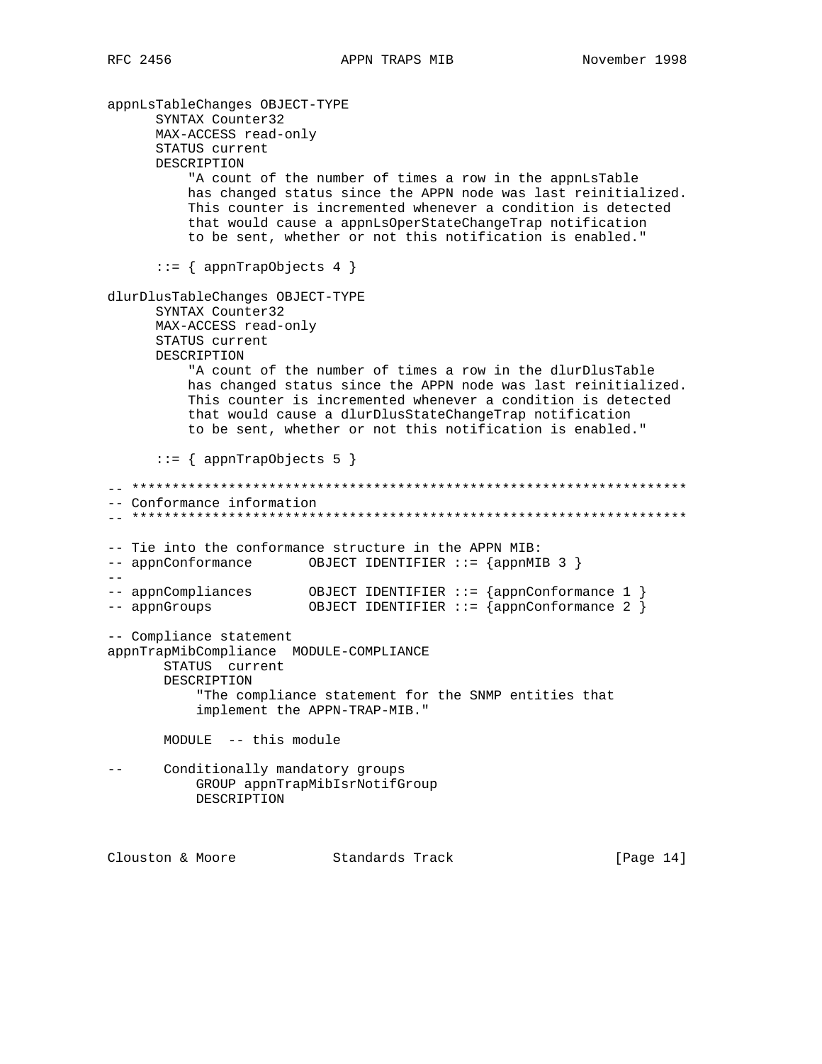```
appnLsTableChanges OBJECT-TYPE
      SYNTAX Counter32
      MAX-ACCESS read-only
      STATUS current
      DESCRIPTION
          "A count of the number of times a row in the appnLsTable
          has changed status since the APPN node was last reinitialized.
          This counter is incremented whenever a condition is detected
          that would cause a appnLsOperStateChangeTrap notification
          to be sent, whether or not this notification is enabled."

      ::= { appnTrapObjects 4 }

dlurDlusTableChanges OBJECT-TYPE
      SYNTAX Counter32
      MAX-ACCESS read-only
      STATUS current
      DESCRIPTION
          "A count of the number of times a row in the dlurDlusTable
          has changed status since the APPN node was last reinitialized.
          This counter is incremented whenever a condition is detected
          that would cause a dlurDlusStateChangeTrap notification
          to be sent, whether or not this notification is enabled."

      ::= { appnTrapObjects 5 }

-- *********************************************************************
-- Conformance information
-- *********************************************************************

-- Tie into the conformance structure in the APPN MIB:
-- appnConformance       OBJECT IDENTIFIER ::= {appnMIB 3 }
--
-- appnCompliances       OBJECT IDENTIFIER ::= {appnConformance 1 }
-- appnGroups            OBJECT IDENTIFIER ::= {appnConformance 2 }

-- Compliance statement
appnTrapMibCompliance  MODULE-COMPLIANCE
       STATUS  current
       DESCRIPTION
           "The compliance statement for the SNMP entities that
           implement the APPN-TRAP-MIB."

       MODULE  -- this module

--     Conditionally mandatory groups
           GROUP appnTrapMibIsrNotifGroup
           DESCRIPTION
```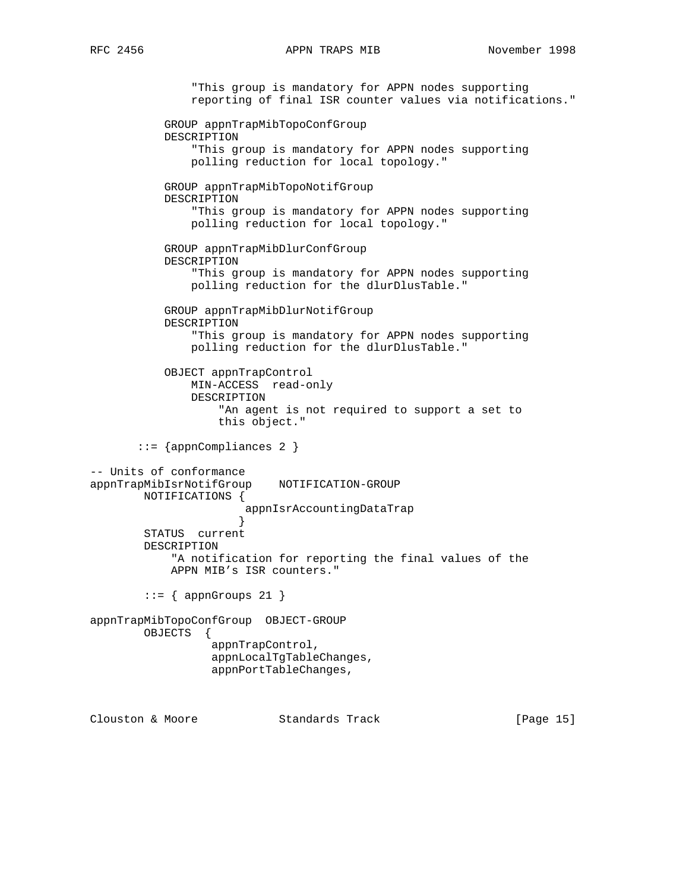```
               "This group is mandatory for APPN nodes supporting
               reporting of final ISR counter values via notifications."

           GROUP appnTrapMibTopoConfGroup
           DESCRIPTION
               "This group is mandatory for APPN nodes supporting
               polling reduction for local topology."

           GROUP appnTrapMibTopoNotifGroup
           DESCRIPTION
               "This group is mandatory for APPN nodes supporting
               polling reduction for local topology."

           GROUP appnTrapMibDlurConfGroup
           DESCRIPTION
               "This group is mandatory for APPN nodes supporting
               polling reduction for the dlurDlusTable."

           GROUP appnTrapMibDlurNotifGroup
           DESCRIPTION
               "This group is mandatory for APPN nodes supporting
               polling reduction for the dlurDlusTable."

           OBJECT appnTrapControl
               MIN-ACCESS  read-only
               DESCRIPTION
                   "An agent is not required to support a set to
                   this object."

       ::= {appnCompliances 2 }

-- Units of conformance
appnTrapMibIsrNotifGroup    NOTIFICATION-GROUP
        NOTIFICATIONS {
                      appnIsrAccountingDataTrap
                     }
        STATUS  current
        DESCRIPTION
            "A notification for reporting the final values of the
            APPN MIB's ISR counters."

        ::= { appnGroups 21 }

appnTrapMibTopoConfGroup  OBJECT-GROUP
        OBJECTS  {
                 appnTrapControl,
                 appnLocalTgTableChanges,
                 appnPortTableChanges,
```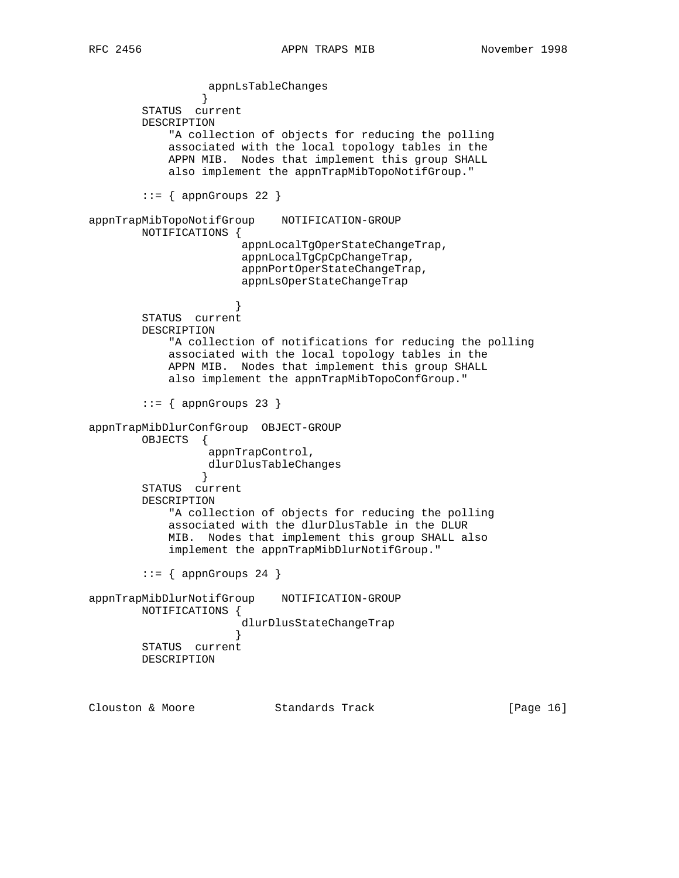```
                  appnLsTableChanges
                }
        STATUS  current
        DESCRIPTION
            "A collection of objects for reducing the polling
            associated with the local topology tables in the
            APPN MIB.  Nodes that implement this group SHALL
            also implement the appnTrapMibTopoNotifGroup."

        ::= { appnGroups 22 }

appnTrapMibTopoNotifGroup    NOTIFICATION-GROUP
        NOTIFICATIONS {
                       appnLocalTgOperStateChangeTrap,
                       appnLocalTgCpCpChangeTrap,
                       appnPortOperStateChangeTrap,
                       appnLsOperStateChangeTrap

                      }
        STATUS  current
        DESCRIPTION
            "A collection of notifications for reducing the polling
            associated with the local topology tables in the
            APPN MIB.  Nodes that implement this group SHALL
            also implement the appnTrapMibTopoConfGroup."

        ::= { appnGroups 23 }

appnTrapMibDlurConfGroup  OBJECT-GROUP
        OBJECTS  {
                  appnTrapControl,
                  dlurDlusTableChanges
                }
        STATUS  current
        DESCRIPTION
            "A collection of objects for reducing the polling
            associated with the dlurDlusTable in the DLUR
            MIB.  Nodes that implement this group SHALL also
            implement the appnTrapMibDlurNotifGroup."

        ::= { appnGroups 24 }

appnTrapMibDlurNotifGroup    NOTIFICATION-GROUP
        NOTIFICATIONS {
                       dlurDlusStateChangeTrap
                      }
        STATUS  current
        DESCRIPTION
```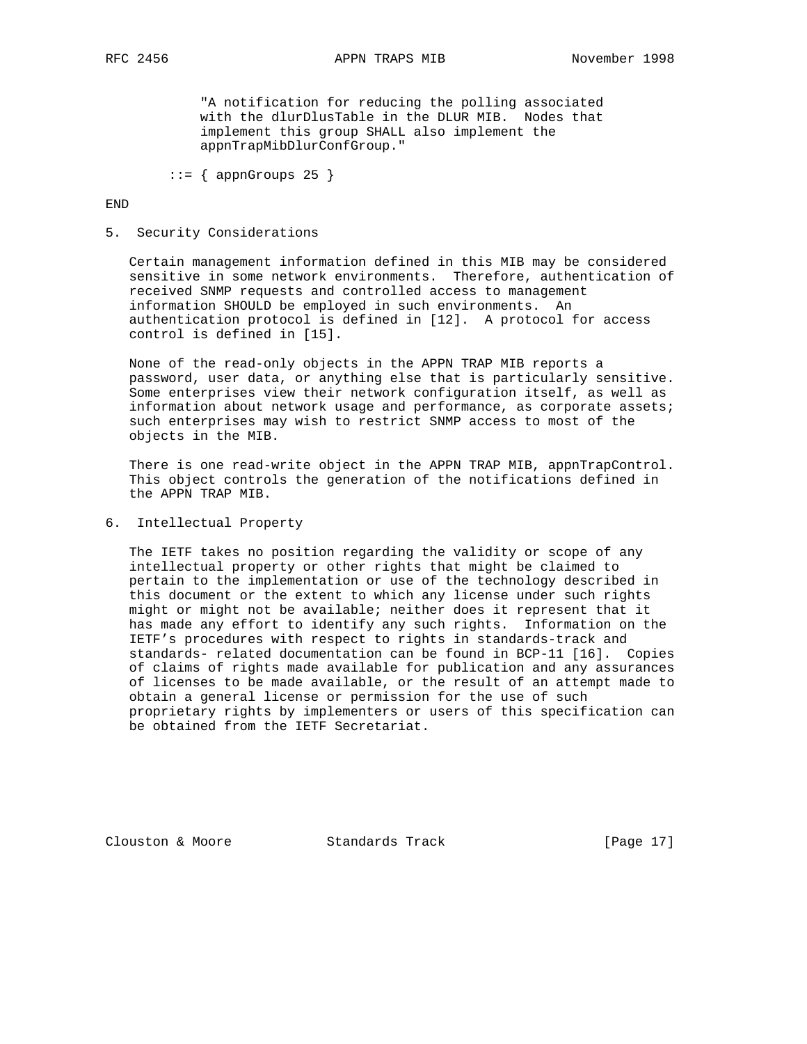```
        "A notification for reducing the polling associated
        with the dlurDlusTable in the DLUR MIB.  Nodes that
        implement this group SHALL also implement the
        appnTrapMibDlurConfGroup."

    ::= { appnGroups 25 }

END
```

## 5. Security Considerations

Certain management information defined in this MIB may be considered sensitive in some network environments. Therefore, authentication of received SNMP requests and controlled access to management information SHOULD be employed in such environments. An authentication protocol is defined in [12]. A protocol for access control is defined in [15].

None of the read-only objects in the APPN TRAP MIB reports a password, user data, or anything else that is particularly sensitive. Some enterprises view their network configuration itself, as well as information about network usage and performance, as corporate assets; such enterprises may wish to restrict SNMP access to most of the objects in the MIB.

There is one read-write object in the APPN TRAP MIB, appnTrapControl. This object controls the generation of the notifications defined in the APPN TRAP MIB.

## 6. Intellectual Property

The IETF takes no position regarding the validity or scope of any intellectual property or other rights that might be claimed to pertain to the implementation or use of the technology described in this document or the extent to which any license under such rights might or might not be available; neither does it represent that it has made any effort to identify any such rights. Information on the IETF's procedures with respect to rights in standards-track and standards- related documentation can be found in BCP-11 [16]. Copies of claims of rights made available for publication and any assurances of licenses to be made available, or the result of an attempt made to obtain a general license or permission for the use of such proprietary rights by implementers or users of this specification can be obtained from the IETF Secretariat.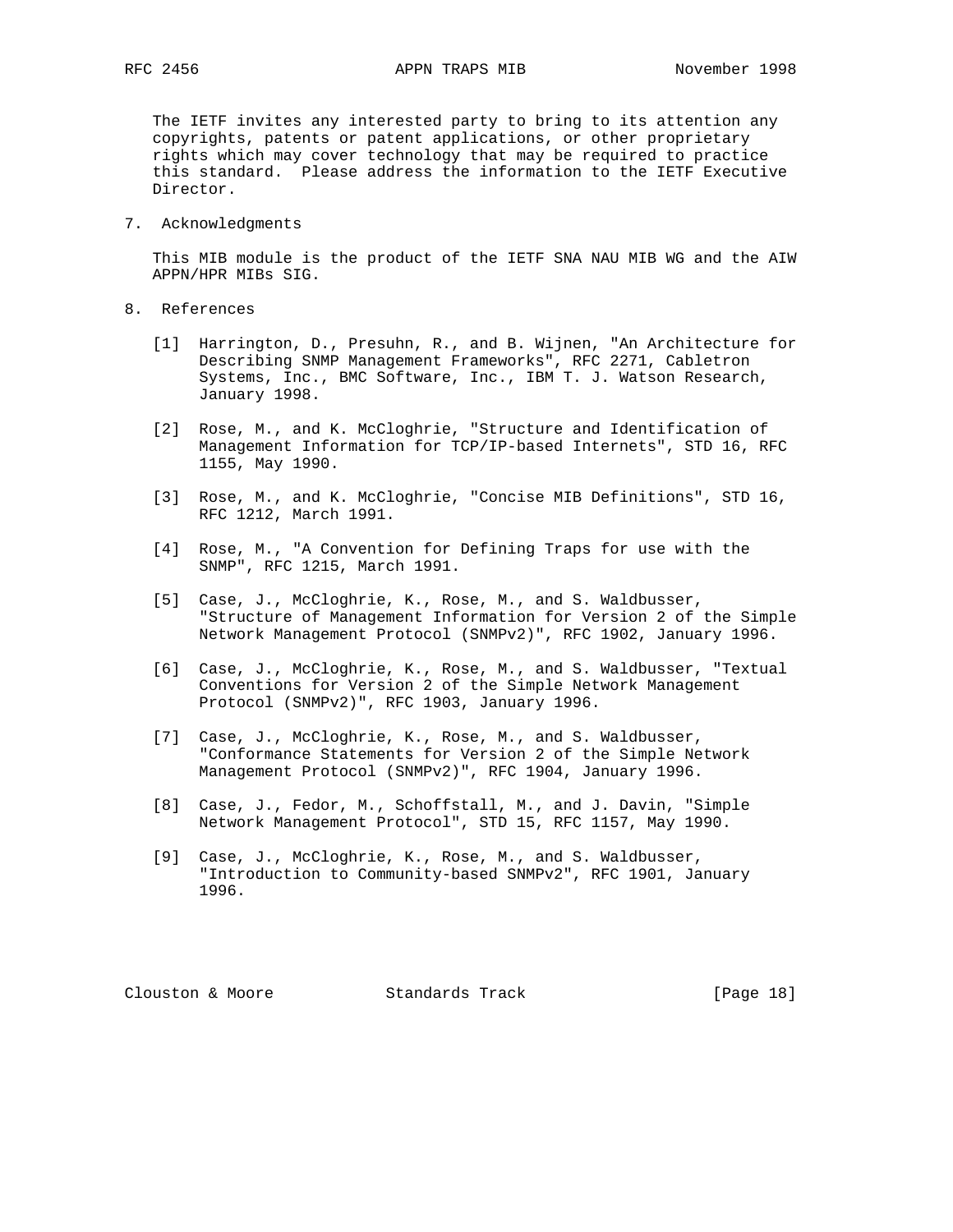The IETF invites any interested party to bring to its attention any copyrights, patents or patent applications, or other proprietary rights which may cover technology that may be required to practice this standard. Please address the information to the IETF Executive Director.

## 7. Acknowledgments

This MIB module is the product of the IETF SNA NAU MIB WG and the AIW APPN/HPR MIBs SIG.

## 8. References

[1] Harrington, D., Presuhn, R., and B. Wijnen, "An Architecture for Describing SNMP Management Frameworks", RFC 2271, Cabletron Systems, Inc., BMC Software, Inc., IBM T. J. Watson Research, January 1998.

[2] Rose, M., and K. McCloghrie, "Structure and Identification of Management Information for TCP/IP-based Internets", STD 16, RFC 1155, May 1990.

[3] Rose, M., and K. McCloghrie, "Concise MIB Definitions", STD 16, RFC 1212, March 1991.

[4] Rose, M., "A Convention for Defining Traps for use with the SNMP", RFC 1215, March 1991.

[5] Case, J., McCloghrie, K., Rose, M., and S. Waldbusser, "Structure of Management Information for Version 2 of the Simple Network Management Protocol (SNMPv2)", RFC 1902, January 1996.

[6] Case, J., McCloghrie, K., Rose, M., and S. Waldbusser, "Textual Conventions for Version 2 of the Simple Network Management Protocol (SNMPv2)", RFC 1903, January 1996.

[7] Case, J., McCloghrie, K., Rose, M., and S. Waldbusser, "Conformance Statements for Version 2 of the Simple Network Management Protocol (SNMPv2)", RFC 1904, January 1996.

[8] Case, J., Fedor, M., Schoffstall, M., and J. Davin, "Simple Network Management Protocol", STD 15, RFC 1157, May 1990.

[9] Case, J., McCloghrie, K., Rose, M., and S. Waldbusser, "Introduction to Community-based SNMPv2", RFC 1901, January 1996.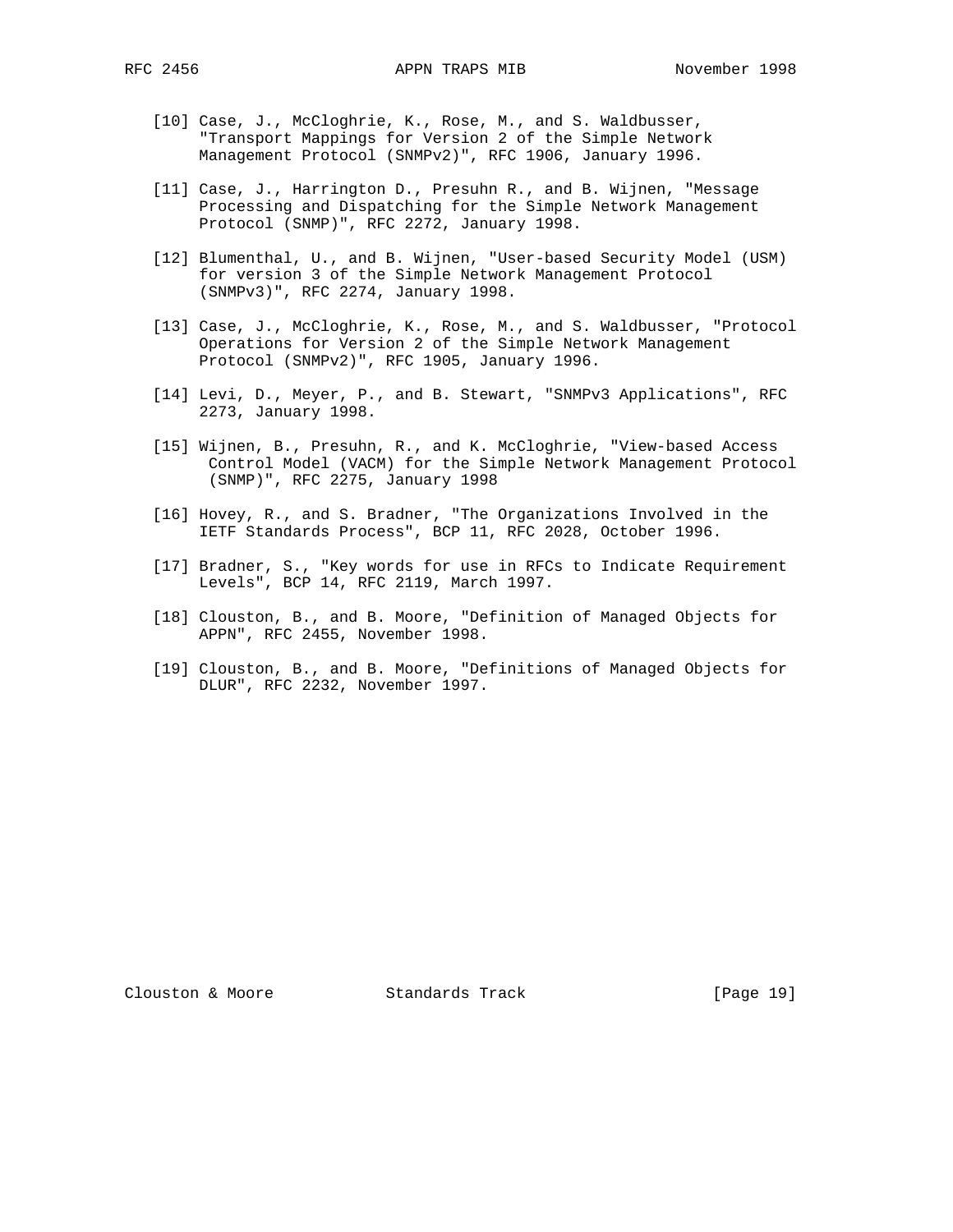[10] Case, J., McCloghrie, K., Rose, M., and S. Waldbusser, "Transport Mappings for Version 2 of the Simple Network Management Protocol (SNMPv2)", RFC 1906, January 1996.

[11] Case, J., Harrington D., Presuhn R., and B. Wijnen, "Message Processing and Dispatching for the Simple Network Management Protocol (SNMP)", RFC 2272, January 1998.

[12] Blumenthal, U., and B. Wijnen, "User-based Security Model (USM) for version 3 of the Simple Network Management Protocol (SNMPv3)", RFC 2274, January 1998.

[13] Case, J., McCloghrie, K., Rose, M., and S. Waldbusser, "Protocol Operations for Version 2 of the Simple Network Management Protocol (SNMPv2)", RFC 1905, January 1996.

[14] Levi, D., Meyer, P., and B. Stewart, "SNMPv3 Applications", RFC 2273, January 1998.

[15] Wijnen, B., Presuhn, R., and K. McCloghrie, "View-based Access Control Model (VACM) for the Simple Network Management Protocol (SNMP)", RFC 2275, January 1998

[16] Hovey, R., and S. Bradner, "The Organizations Involved in the IETF Standards Process", BCP 11, RFC 2028, October 1996.

[17] Bradner, S., "Key words for use in RFCs to Indicate Requirement Levels", BCP 14, RFC 2119, March 1997.

[18] Clouston, B., and B. Moore, "Definition of Managed Objects for APPN", RFC 2455, November 1998.

[19] Clouston, B., and B. Moore, "Definitions of Managed Objects for DLUR", RFC 2232, November 1997.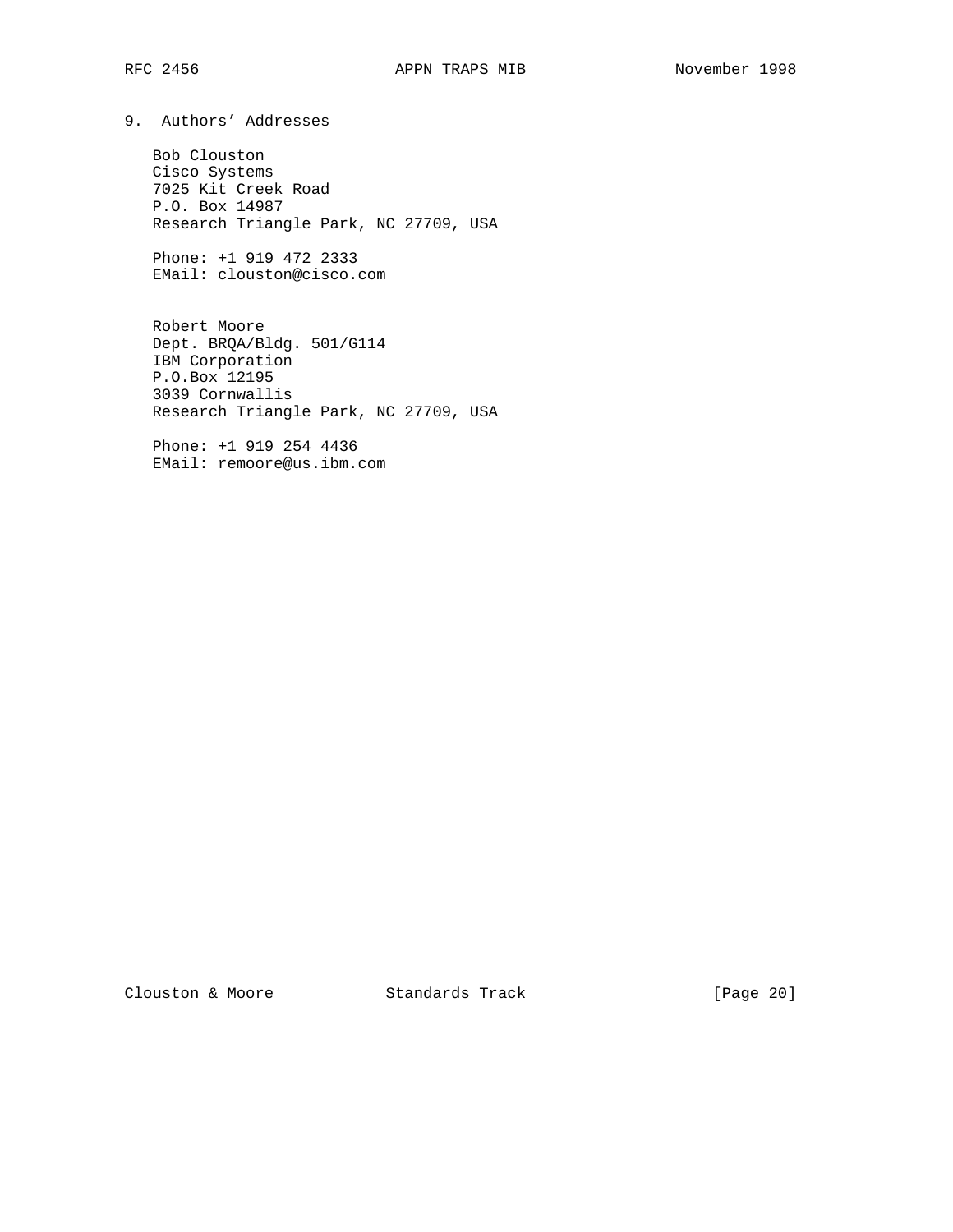## 9. Authors' Addresses

Bob Clouston
Cisco Systems
7025 Kit Creek Road
P.O. Box 14987
Research Triangle Park, NC 27709, USA

Phone: +1 919 472 2333
EMail: clouston@cisco.com

Robert Moore
Dept. BRQA/Bldg. 501/G114
IBM Corporation
P.O.Box 12195
3039 Cornwallis
Research Triangle Park, NC 27709, USA

Phone: +1 919 254 4436
EMail: remoore@us.ibm.com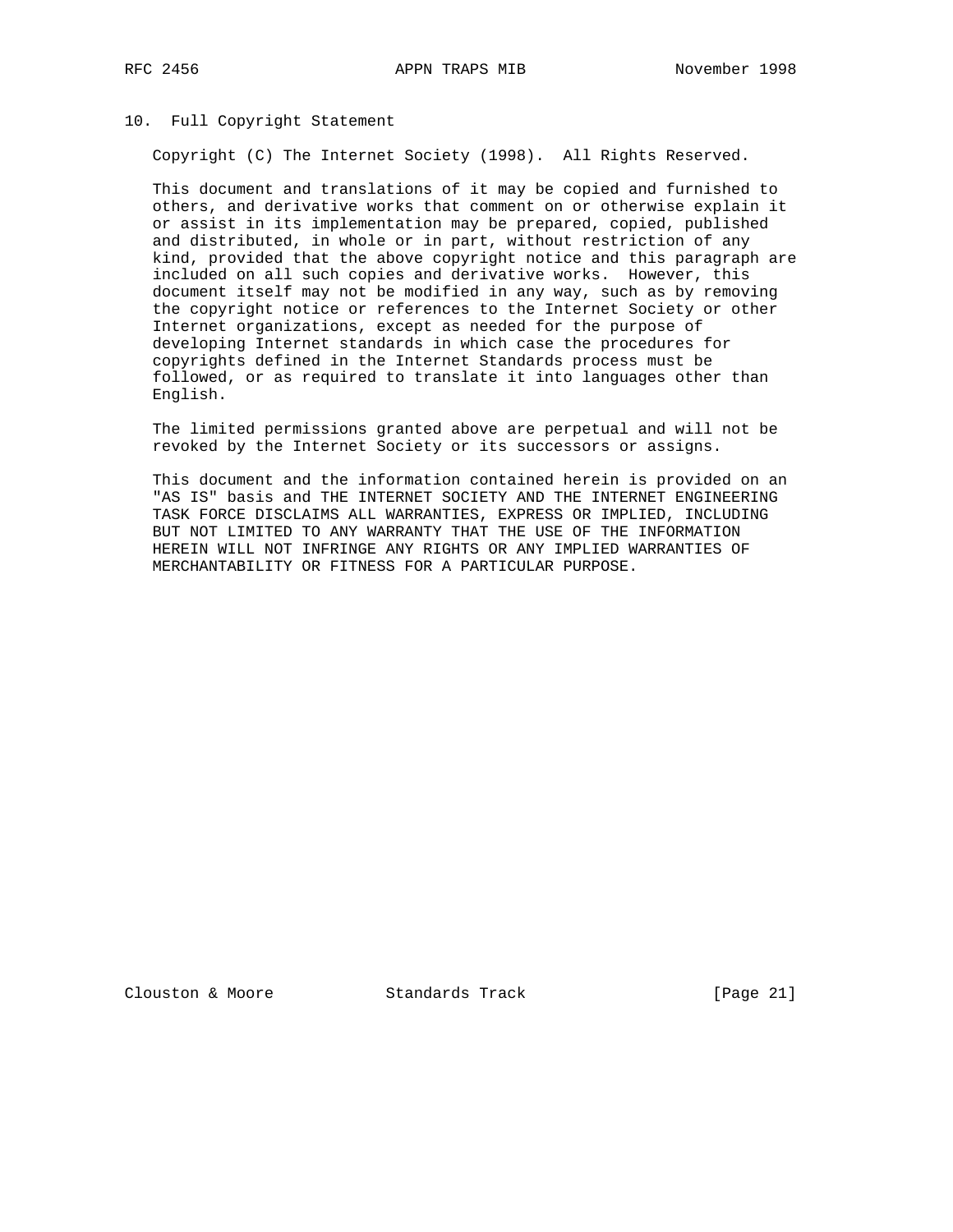## 10. Full Copyright Statement

Copyright (C) The Internet Society (1998). All Rights Reserved.

This document and translations of it may be copied and furnished to others, and derivative works that comment on or otherwise explain it or assist in its implementation may be prepared, copied, published and distributed, in whole or in part, without restriction of any kind, provided that the above copyright notice and this paragraph are included on all such copies and derivative works. However, this document itself may not be modified in any way, such as by removing the copyright notice or references to the Internet Society or other Internet organizations, except as needed for the purpose of developing Internet standards in which case the procedures for copyrights defined in the Internet Standards process must be followed, or as required to translate it into languages other than English.

The limited permissions granted above are perpetual and will not be revoked by the Internet Society or its successors or assigns.

This document and the information contained herein is provided on an "AS IS" basis and THE INTERNET SOCIETY AND THE INTERNET ENGINEERING TASK FORCE DISCLAIMS ALL WARRANTIES, EXPRESS OR IMPLIED, INCLUDING BUT NOT LIMITED TO ANY WARRANTY THAT THE USE OF THE INFORMATION HEREIN WILL NOT INFRINGE ANY RIGHTS OR ANY IMPLIED WARRANTIES OF MERCHANTABILITY OR FITNESS FOR A PARTICULAR PURPOSE.